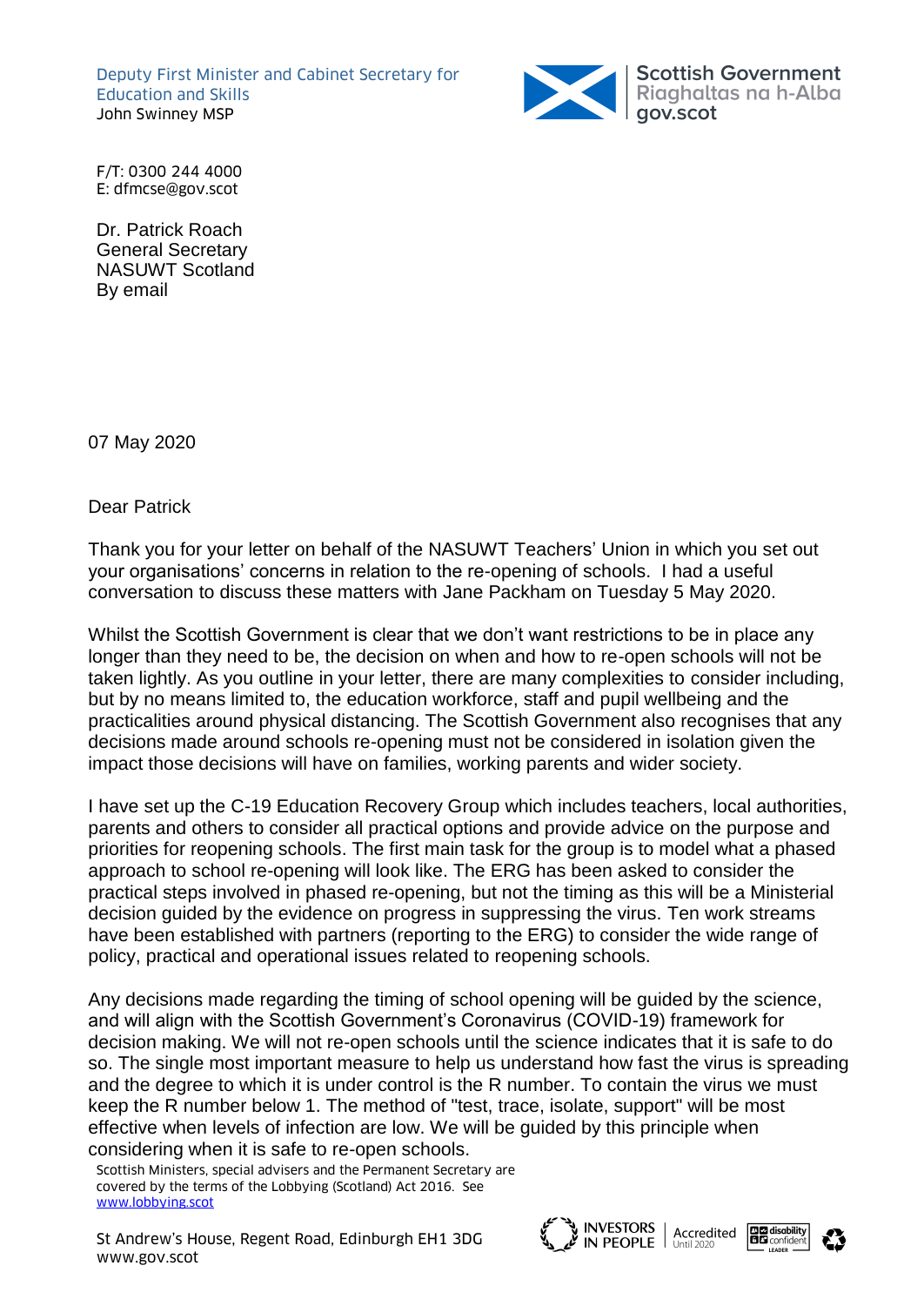Deputy First Minister and Cabinet Secretary for Education and Skills
John Swinney MSP

Scottish Government
Riaghaltas na h-Alba
gov.scot

F/T: 0300 244 4000
E: dfmcse@gov.scot

Dr. Patrick Roach
General Secretary
NASUWT Scotland
By email

07 May 2020

Dear Patrick

Thank you for your letter on behalf of the NASUWT Teachers' Union in which you set out your organisations' concerns in relation to the re-opening of schools. I had a useful conversation to discuss these matters with Jane Packham on Tuesday 5 May 2020.

Whilst the Scottish Government is clear that we don't want restrictions to be in place any longer than they need to be, the decision on when and how to re-open schools will not be taken lightly. As you outline in your letter, there are many complexities to consider including, but by no means limited to, the education workforce, staff and pupil wellbeing and the practicalities around physical distancing. The Scottish Government also recognises that any decisions made around schools re-opening must not be considered in isolation given the impact those decisions will have on families, working parents and wider society.

I have set up the C-19 Education Recovery Group which includes teachers, local authorities, parents and others to consider all practical options and provide advice on the purpose and priorities for reopening schools. The first main task for the group is to model what a phased approach to school re-opening will look like. The ERG has been asked to consider the practical steps involved in phased re-opening, but not the timing as this will be a Ministerial decision guided by the evidence on progress in suppressing the virus. Ten work streams have been established with partners (reporting to the ERG) to consider the wide range of policy, practical and operational issues related to reopening schools.

Any decisions made regarding the timing of school opening will be guided by the science, and will align with the Scottish Government's Coronavirus (COVID-19) framework for decision making. We will not re-open schools until the science indicates that it is safe to do so. The single most important measure to help us understand how fast the virus is spreading and the degree to which it is under control is the R number. To contain the virus we must keep the R number below 1. The method of "test, trace, isolate, support" will be most effective when levels of infection are low. We will be guided by this principle when considering when it is safe to re-open schools.

Scottish Ministers, special advisers and the Permanent Secretary are covered by the terms of the Lobbying (Scotland) Act 2016. See www.lobbying.scot

St Andrew's House, Regent Road, Edinburgh EH1 3DG
www.gov.scot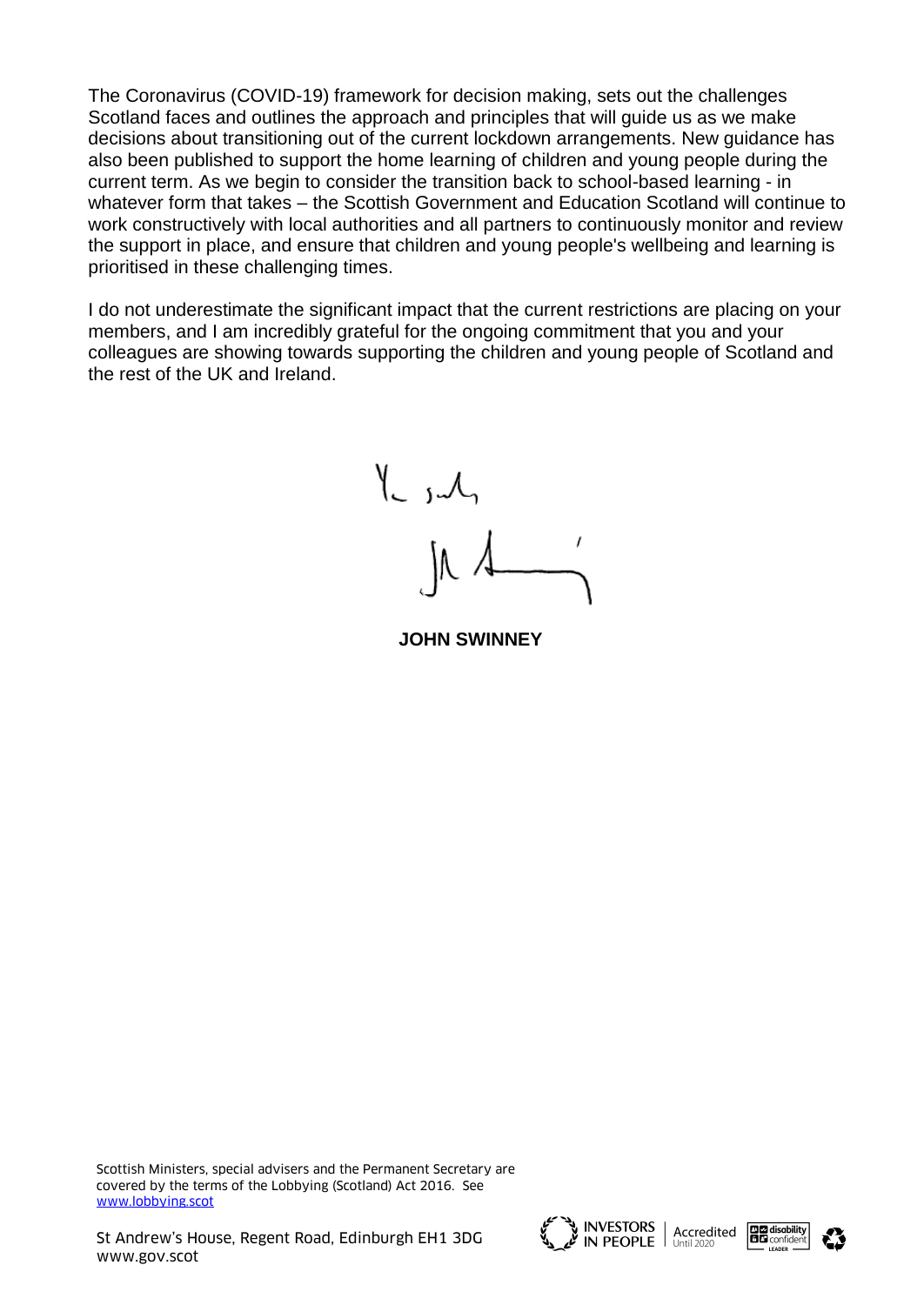The Coronavirus (COVID-19) framework for decision making, sets out the challenges Scotland faces and outlines the approach and principles that will guide us as we make decisions about transitioning out of the current lockdown arrangements. New guidance has also been published to support the home learning of children and young people during the current term. As we begin to consider the transition back to school-based learning - in whatever form that takes – the Scottish Government and Education Scotland will continue to work constructively with local authorities and all partners to continuously monitor and review the support in place, and ensure that children and young people's wellbeing and learning is prioritised in these challenging times.

I do not underestimate the significant impact that the current restrictions are placing on your members, and I am incredibly grateful for the ongoing commitment that you and your colleagues are showing towards supporting the children and young people of Scotland and the rest of the UK and Ireland.

Yours sincerely

**JOHN SWINNEY**

Scottish Ministers, special advisers and the Permanent Secretary are covered by the terms of the Lobbying (Scotland) Act 2016. See www.lobbying.scot

St Andrew's House, Regent Road, Edinburgh EH1 3DG
www.gov.scot